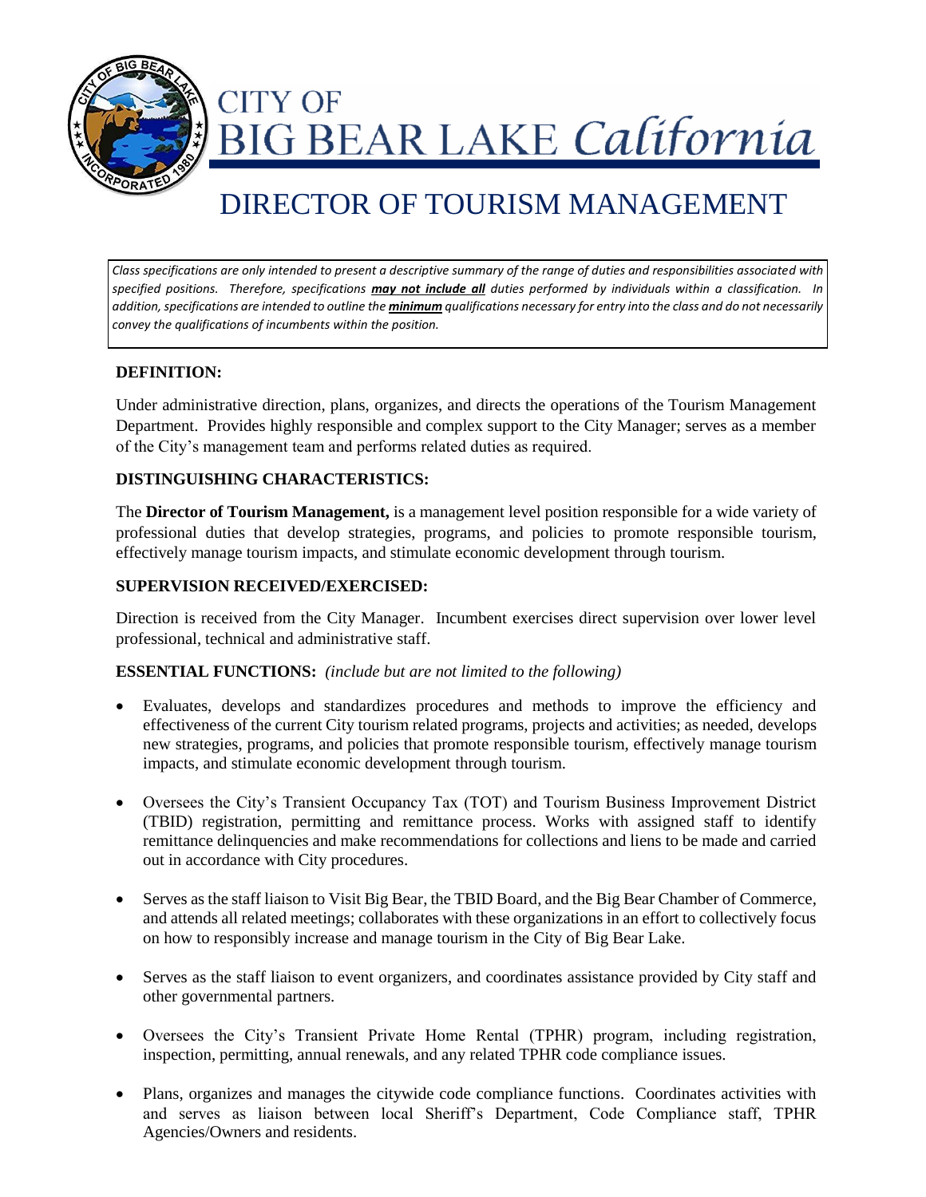# CITY OF BIG BEAR LAKE *California*

# DIRECTOR OF TOURISM MANAGEMENT

*Class specifications are only intended to present a descriptive summary of the range of duties and responsibilities associated with specified positions. Therefore, specifications **may not include all** duties performed by individuals within a classification. In addition, specifications are intended to outline the **minimum** qualifications necessary for entry into the class and do not necessarily convey the qualifications of incumbents within the position.*

**DEFINITION:**

Under administrative direction, plans, organizes, and directs the operations of the Tourism Management Department. Provides highly responsible and complex support to the City Manager; serves as a member of the City's management team and performs related duties as required.

**DISTINGUISHING CHARACTERISTICS:**

The **Director of Tourism Management,** is a management level position responsible for a wide variety of professional duties that develop strategies, programs, and policies to promote responsible tourism, effectively manage tourism impacts, and stimulate economic development through tourism.

**SUPERVISION RECEIVED/EXERCISED:**

Direction is received from the City Manager. Incumbent exercises direct supervision over lower level professional, technical and administrative staff.

**ESSENTIAL FUNCTIONS:** *(include but are not limited to the following)*

- Evaluates, develops and standardizes procedures and methods to improve the efficiency and effectiveness of the current City tourism related programs, projects and activities; as needed, develops new strategies, programs, and policies that promote responsible tourism, effectively manage tourism impacts, and stimulate economic development through tourism.
- Oversees the City's Transient Occupancy Tax (TOT) and Tourism Business Improvement District (TBID) registration, permitting and remittance process. Works with assigned staff to identify remittance delinquencies and make recommendations for collections and liens to be made and carried out in accordance with City procedures.
- Serves as the staff liaison to Visit Big Bear, the TBID Board, and the Big Bear Chamber of Commerce, and attends all related meetings; collaborates with these organizations in an effort to collectively focus on how to responsibly increase and manage tourism in the City of Big Bear Lake.
- Serves as the staff liaison to event organizers, and coordinates assistance provided by City staff and other governmental partners.
- Oversees the City's Transient Private Home Rental (TPHR) program, including registration, inspection, permitting, annual renewals, and any related TPHR code compliance issues.
- Plans, organizes and manages the citywide code compliance functions. Coordinates activities with and serves as liaison between local Sheriff's Department, Code Compliance staff, TPHR Agencies/Owners and residents.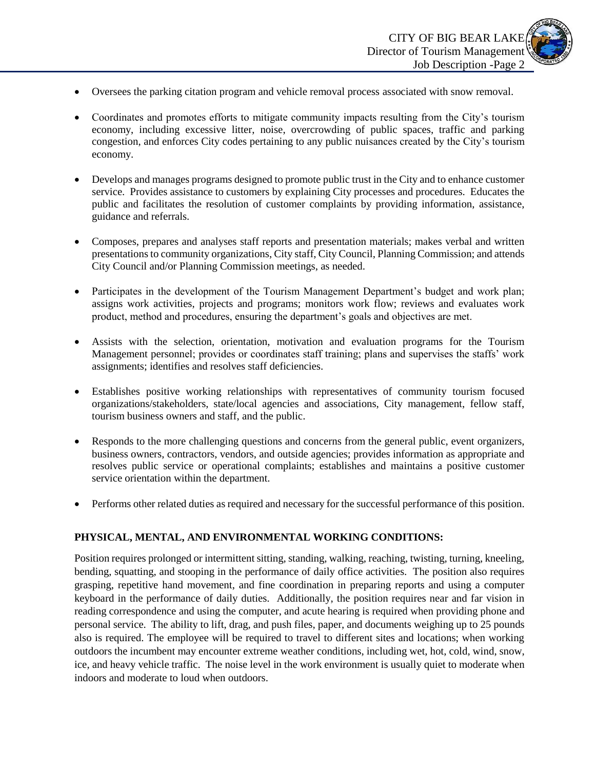- Oversees the parking citation program and vehicle removal process associated with snow removal.

- Coordinates and promotes efforts to mitigate community impacts resulting from the City's tourism economy, including excessive litter, noise, overcrowding of public spaces, traffic and parking congestion, and enforces City codes pertaining to any public nuisances created by the City's tourism economy.

- Develops and manages programs designed to promote public trust in the City and to enhance customer service. Provides assistance to customers by explaining City processes and procedures. Educates the public and facilitates the resolution of customer complaints by providing information, assistance, guidance and referrals.

- Composes, prepares and analyses staff reports and presentation materials; makes verbal and written presentations to community organizations, City staff, City Council, Planning Commission; and attends City Council and/or Planning Commission meetings, as needed.

- Participates in the development of the Tourism Management Department's budget and work plan; assigns work activities, projects and programs; monitors work flow; reviews and evaluates work product, method and procedures, ensuring the department's goals and objectives are met.

- Assists with the selection, orientation, motivation and evaluation programs for the Tourism Management personnel; provides or coordinates staff training; plans and supervises the staffs' work assignments; identifies and resolves staff deficiencies.

- Establishes positive working relationships with representatives of community tourism focused organizations/stakeholders, state/local agencies and associations, City management, fellow staff, tourism business owners and staff, and the public.

- Responds to the more challenging questions and concerns from the general public, event organizers, business owners, contractors, vendors, and outside agencies; provides information as appropriate and resolves public service or operational complaints; establishes and maintains a positive customer service orientation within the department.

- Performs other related duties as required and necessary for the successful performance of this position.

**PHYSICAL, MENTAL, AND ENVIRONMENTAL WORKING CONDITIONS:**

Position requires prolonged or intermittent sitting, standing, walking, reaching, twisting, turning, kneeling, bending, squatting, and stooping in the performance of daily office activities. The position also requires grasping, repetitive hand movement, and fine coordination in preparing reports and using a computer keyboard in the performance of daily duties. Additionally, the position requires near and far vision in reading correspondence and using the computer, and acute hearing is required when providing phone and personal service. The ability to lift, drag, and push files, paper, and documents weighing up to 25 pounds also is required. The employee will be required to travel to different sites and locations; when working outdoors the incumbent may encounter extreme weather conditions, including wet, hot, cold, wind, snow, ice, and heavy vehicle traffic. The noise level in the work environment is usually quiet to moderate when indoors and moderate to loud when outdoors.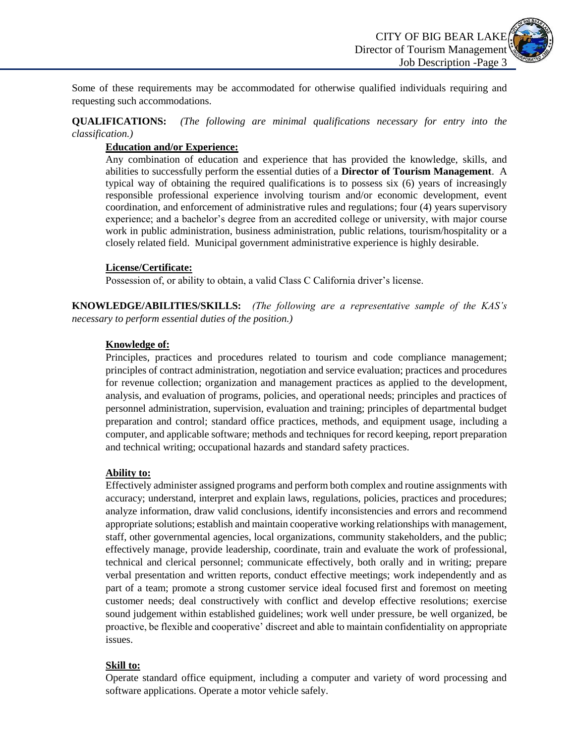Some of these requirements may be accommodated for otherwise qualified individuals requiring and requesting such accommodations.

**QUALIFICATIONS:** *(The following are minimal qualifications necessary for entry into the classification.)*

**Education and/or Experience:**

Any combination of education and experience that has provided the knowledge, skills, and abilities to successfully perform the essential duties of a **Director of Tourism Management**. A typical way of obtaining the required qualifications is to possess six (6) years of increasingly responsible professional experience involving tourism and/or economic development, event coordination, and enforcement of administrative rules and regulations; four (4) years supervisory experience; and a bachelor's degree from an accredited college or university, with major course work in public administration, business administration, public relations, tourism/hospitality or a closely related field. Municipal government administrative experience is highly desirable.

**License/Certificate:**

Possession of, or ability to obtain, a valid Class C California driver's license.

**KNOWLEDGE/ABILITIES/SKILLS:** *(The following are a representative sample of the KAS's necessary to perform essential duties of the position.)*

**Knowledge of:**

Principles, practices and procedures related to tourism and code compliance management; principles of contract administration, negotiation and service evaluation; practices and procedures for revenue collection; organization and management practices as applied to the development, analysis, and evaluation of programs, policies, and operational needs; principles and practices of personnel administration, supervision, evaluation and training; principles of departmental budget preparation and control; standard office practices, methods, and equipment usage, including a computer, and applicable software; methods and techniques for record keeping, report preparation and technical writing; occupational hazards and standard safety practices.

**Ability to:**

Effectively administer assigned programs and perform both complex and routine assignments with accuracy; understand, interpret and explain laws, regulations, policies, practices and procedures; analyze information, draw valid conclusions, identify inconsistencies and errors and recommend appropriate solutions; establish and maintain cooperative working relationships with management, staff, other governmental agencies, local organizations, community stakeholders, and the public; effectively manage, provide leadership, coordinate, train and evaluate the work of professional, technical and clerical personnel; communicate effectively, both orally and in writing; prepare verbal presentation and written reports, conduct effective meetings; work independently and as part of a team; promote a strong customer service ideal focused first and foremost on meeting customer needs; deal constructively with conflict and develop effective resolutions; exercise sound judgement within established guidelines; work well under pressure, be well organized, be proactive, be flexible and cooperative' discreet and able to maintain confidentiality on appropriate issues.

**Skill to:**

Operate standard office equipment, including a computer and variety of word processing and software applications. Operate a motor vehicle safely.